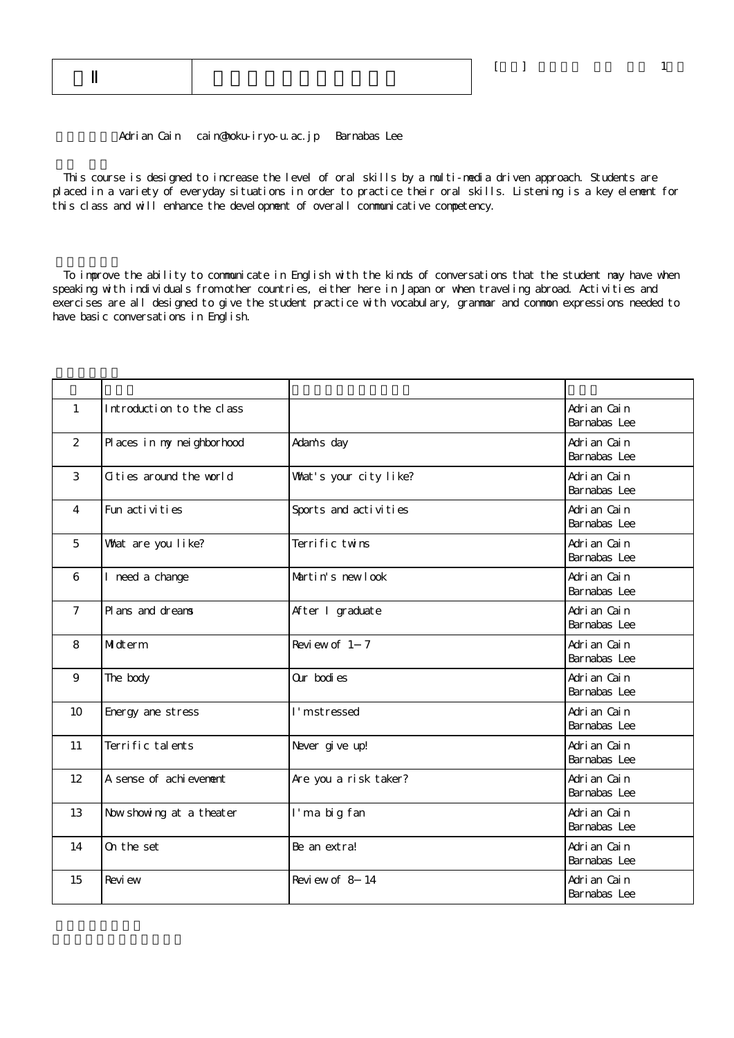| Ⅱ | |
|---|---|

[ ] 1

Adrian Cain cain@hoku-iryo-u.ac.jp Barnabas Lee

This course is designed to increase the level of oral skills by a multi-media driven approach. Students are placed in a variety of everyday situations in order to practice their oral skills. Listening is a key element for this class and will enhance the development of overall communicative competency.

To improve the ability to communicate in English with the kinds of conversations that the student may have when speaking with individuals from other countries, either here in Japan or when traveling abroad. Activities and exercises are all designed to give the student practice with vocabulary, grammar and common expressions needed to have basic conversations in English.

| | | | |
|---|---|---|---|
| 1 | Introduction to the class | | Adrian Cain<br>Barnabas Lee |
| 2 | Places in my neighborhood | Adam's day | Adrian Cain<br>Barnabas Lee |
| 3 | Cities around the world | What's your city like? | Adrian Cain<br>Barnabas Lee |
| 4 | Fun activities | Sports and activities | Adrian Cain<br>Barnabas Lee |
| 5 | What are you like? | Terrific twins | Adrian Cain<br>Barnabas Lee |
| 6 | I need a change | Martin's new look | Adrian Cain<br>Barnabas Lee |
| 7 | Plans and dreams | After I graduate | Adrian Cain<br>Barnabas Lee |
| 8 | Midterm | Review of 1－7 | Adrian Cain<br>Barnabas Lee |
| 9 | The body | Our bodies | Adrian Cain<br>Barnabas Lee |
| 10 | Energy ane stress | I'm stressed | Adrian Cain<br>Barnabas Lee |
| 11 | Terrific talents | Never give up! | Adrian Cain<br>Barnabas Lee |
| 12 | A sense of achievement | Are you a risk taker? | Adrian Cain<br>Barnabas Lee |
| 13 | Now showing at a theater | I'm a big fan | Adrian Cain<br>Barnabas Lee |
| 14 | On the set | Be an extra! | Adrian Cain<br>Barnabas Lee |
| 15 | Review | Review of 8－14 | Adrian Cain<br>Barnabas Lee |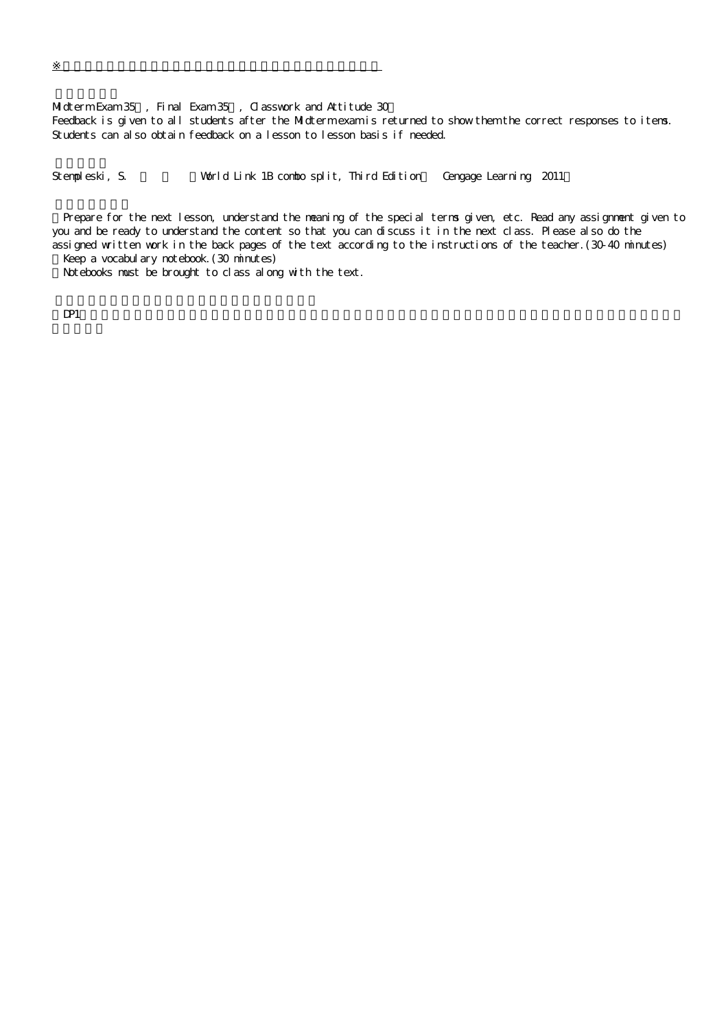※

Midterm Exam 35 , Final Exam 35 , Classwork and Attitude 30

Feedback is given to all students after the Midterm exam is returned to show them the correct responses to items. Students can also obtain feedback on a lesson to lesson basis if needed.

Stempleski, S. World Link 1B combo split, Third Edition Cengage Learning 2011

Prepare for the next lesson, understand the meaning of the special terms given, etc. Read any assignment given to you and be ready to understand the content so that you can discuss it in the next class. Please also do the assigned written work in the back pages of the text according to the instructions of the teacher.(30-40 minutes)

Keep a vocabulary notebook.(30 minutes)

Notebooks must be brought to class along with the text.

DP1